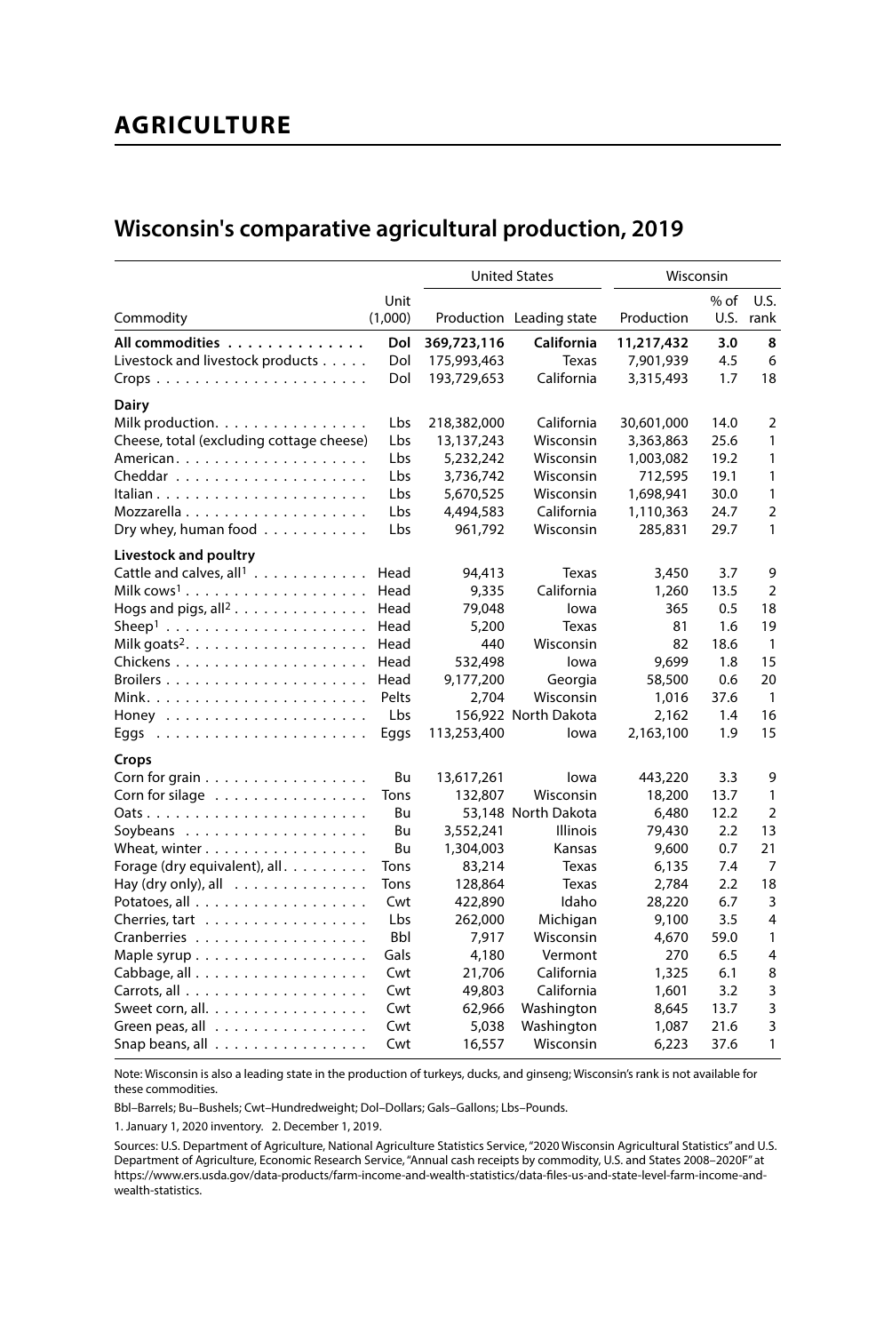# AGRICULTURE

## Wisconsin's comparative agricultural production, 2019

| Commodity | Unit (1,000) | United States | | Wisconsin | | |
|---|---|---|---|---|---|---|
| | | Production | Leading state | Production | % of U.S. | U.S. rank |
| **All commodities** | **Dol** | **369,723,116** | **California** | **11,217,432** | **3.0** | **8** |
| Livestock and livestock products | Dol | 175,993,463 | Texas | 7,901,939 | 4.5 | 6 |
| Crops | Dol | 193,729,653 | California | 3,315,493 | 1.7 | 18 |
| **Dairy** | | | | | | |
| Milk production | Lbs | 218,382,000 | California | 30,601,000 | 14.0 | 2 |
| Cheese, total (excluding cottage cheese) | Lbs | 13,137,243 | Wisconsin | 3,363,863 | 25.6 | 1 |
| American | Lbs | 5,232,242 | Wisconsin | 1,003,082 | 19.2 | 1 |
| Cheddar | Lbs | 3,736,742 | Wisconsin | 712,595 | 19.1 | 1 |
| Italian | Lbs | 5,670,525 | Wisconsin | 1,698,941 | 30.0 | 1 |
| Mozzarella | Lbs | 4,494,583 | California | 1,110,363 | 24.7 | 2 |
| Dry whey, human food | Lbs | 961,792 | Wisconsin | 285,831 | 29.7 | 1 |
| **Livestock and poultry** | | | | | | |
| Cattle and calves, all[1] | Head | 94,413 | Texas | 3,450 | 3.7 | 9 |
| Milk cows[1] | Head | 9,335 | California | 1,260 | 13.5 | 2 |
| Hogs and pigs, all[2] | Head | 79,048 | Iowa | 365 | 0.5 | 18 |
| Sheep[1] | Head | 5,200 | Texas | 81 | 1.6 | 19 |
| Milk goats[2] | Head | 440 | Wisconsin | 82 | 18.6 | 1 |
| Chickens | Head | 532,498 | Iowa | 9,699 | 1.8 | 15 |
| Broilers | Head | 9,177,200 | Georgia | 58,500 | 0.6 | 20 |
| Mink | Pelts | 2,704 | Wisconsin | 1,016 | 37.6 | 1 |
| Honey | Lbs | 156,922 | North Dakota | 2,162 | 1.4 | 16 |
| Eggs | Eggs | 113,253,400 | Iowa | 2,163,100 | 1.9 | 15 |
| **Crops** | | | | | | |
| Corn for grain | Bu | 13,617,261 | Iowa | 443,220 | 3.3 | 9 |
| Corn for silage | Tons | 132,807 | Wisconsin | 18,200 | 13.7 | 1 |
| Oats | Bu | 53,148 | North Dakota | 6,480 | 12.2 | 2 |
| Soybeans | Bu | 3,552,241 | Illinois | 79,430 | 2.2 | 13 |
| Wheat, winter | Bu | 1,304,003 | Kansas | 9,600 | 0.7 | 21 |
| Forage (dry equivalent), all | Tons | 83,214 | Texas | 6,135 | 7.4 | 7 |
| Hay (dry only), all | Tons | 128,864 | Texas | 2,784 | 2.2 | 18 |
| Potatoes, all | Cwt | 422,890 | Idaho | 28,220 | 6.7 | 3 |
| Cherries, tart | Lbs | 262,000 | Michigan | 9,100 | 3.5 | 4 |
| Cranberries | Bbl | 7,917 | Wisconsin | 4,670 | 59.0 | 1 |
| Maple syrup | Gals | 4,180 | Vermont | 270 | 6.5 | 4 |
| Cabbage, all | Cwt | 21,706 | California | 1,325 | 6.1 | 8 |
| Carrots, all | Cwt | 49,803 | California | 1,601 | 3.2 | 3 |
| Sweet corn, all | Cwt | 62,966 | Washington | 8,645 | 13.7 | 3 |
| Green peas, all | Cwt | 5,038 | Washington | 1,087 | 21.6 | 3 |
| Snap beans, all | Cwt | 16,557 | Wisconsin | 6,223 | 37.6 | 1 |

Note: Wisconsin is also a leading state in the production of turkeys, ducks, and ginseng; Wisconsin's rank is not available for these commodities.

Bbl–Barrels; Bu–Bushels; Cwt–Hundredweight; Dol–Dollars; Gals–Gallons; Lbs–Pounds.

1. January 1, 2020 inventory. 2. December 1, 2019.

Sources: U.S. Department of Agriculture, National Agriculture Statistics Service, "2020 Wisconsin Agricultural Statistics" and U.S. Department of Agriculture, Economic Research Service, "Annual cash receipts by commodity, U.S. and States 2008–2020F" at https://www.ers.usda.gov/data-products/farm-income-and-wealth-statistics/data-files-us-and-state-level-farm-income-and-wealth-statistics.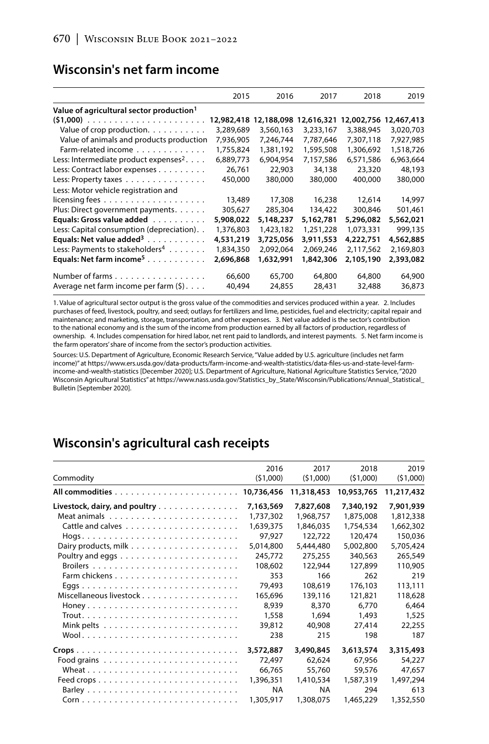## Wisconsin's net farm income

| | 2015 | 2016 | 2017 | 2018 | 2019 |
|---|---|---|---|---|---|
| **Value of agricultural sector production[1] ($1,000)** | **12,982,418** | **12,188,098** | **12,616,321** | **12,002,756** | **12,467,413** |
| Value of crop production | 3,289,689 | 3,560,163 | 3,233,167 | 3,388,945 | 3,020,703 |
| Value of animals and products production | 7,936,905 | 7,246,744 | 7,787,646 | 7,307,118 | 7,927,985 |
| Farm-related income | 1,755,824 | 1,381,192 | 1,595,508 | 1,306,692 | 1,518,726 |
| Less: Intermediate product expenses[2] | 6,889,773 | 6,904,954 | 7,157,586 | 6,571,586 | 6,963,664 |
| Less: Contract labor expenses | 26,761 | 22,903 | 34,138 | 23,320 | 48,193 |
| Less: Property taxes | 450,000 | 380,000 | 380,000 | 400,000 | 380,000 |
| Less: Motor vehicle registration and licensing fees | 13,489 | 17,308 | 16,238 | 12,614 | 14,997 |
| Plus: Direct government payments | 305,627 | 285,304 | 134,422 | 300,846 | 501,461 |
| **Equals: Gross value added** | **5,908,022** | **5,148,237** | **5,162,781** | **5,296,082** | **5,562,021** |
| Less: Capital consumption (depreciation) | 1,376,803 | 1,423,182 | 1,251,228 | 1,073,331 | 999,135 |
| **Equals: Net value added[3]** | **4,531,219** | **3,725,056** | **3,911,553** | **4,222,751** | **4,562,885** |
| Less: Payments to stakeholders[4] | 1,834,350 | 2,092,064 | 2,069,246 | 2,117,562 | 2,169,803 |
| **Equals: Net farm income[5]** | **2,696,868** | **1,632,991** | **1,842,306** | **2,105,190** | **2,393,082** |
| Number of farms | 66,600 | 65,700 | 64,800 | 64,800 | 64,900 |
| Average net farm income per farm ($) | 40,494 | 24,855 | 28,431 | 32,488 | 36,873 |

1. Value of agricultural sector output is the gross value of the commodities and services produced within a year. 2. Includes purchases of feed, livestock, poultry, and seed; outlays for fertilizers and lime, pesticides, fuel and electricity; capital repair and maintenance; and marketing, storage, transportation, and other expenses. 3. Net value added is the sector's contribution to the national economy and is the sum of the income from production earned by all factors of production, regardless of ownership. 4. Includes compensation for hired labor, net rent paid to landlords, and interest payments. 5. Net farm income is the farm operators' share of income from the sector's production activities.

Sources: U.S. Department of Agriculture, Economic Research Service, "Value added by U.S. agriculture (includes net farm income)" at https://www.ers.usda.gov/data-products/farm-income-and-wealth-statistics/data-files-us-and-state-level-farm-income-and-wealth-statistics [December 2020]; U.S. Department of Agriculture, National Agriculture Statistics Service, "2020 Wisconsin Agricultural Statistics" at https://www.nass.usda.gov/Statistics_by_State/Wisconsin/Publications/Annual_Statistical_Bulletin [September 2020].

## Wisconsin's agricultural cash receipts

| Commodity | 2016 ($1,000) | 2017 ($1,000) | 2018 ($1,000) | 2019 ($1,000) |
|---|---|---|---|---|
| **All commodities** | **10,736,456** | **11,318,453** | **10,953,765** | **11,217,432** |
| **Livestock, dairy, and poultry** | **7,163,569** | **7,827,608** | **7,340,192** | **7,901,939** |
| Meat animals | 1,737,302 | 1,968,757 | 1,875,008 | 1,812,338 |
| Cattle and calves | 1,639,375 | 1,846,035 | 1,754,534 | 1,662,302 |
| Hogs | 97,927 | 122,722 | 120,474 | 150,036 |
| Dairy products, milk | 5,014,800 | 5,444,480 | 5,002,800 | 5,705,424 |
| Poultry and eggs | 245,772 | 275,255 | 340,563 | 265,549 |
| Broilers | 108,602 | 122,944 | 127,899 | 110,905 |
| Farm chickens | 353 | 166 | 262 | 219 |
| Eggs | 79,493 | 108,619 | 176,103 | 113,111 |
| Miscellaneous livestock | 165,696 | 139,116 | 121,821 | 118,628 |
| Honey | 8,939 | 8,370 | 6,770 | 6,464 |
| Trout | 1,558 | 1,694 | 1,493 | 1,525 |
| Mink pelts | 39,812 | 40,908 | 27,414 | 22,255 |
| Wool | 238 | 215 | 198 | 187 |
| **Crops** | **3,572,887** | **3,490,845** | **3,613,574** | **3,315,493** |
| Food grains | 72,497 | 62,624 | 67,956 | 54,227 |
| Wheat | 66,765 | 55,760 | 59,576 | 47,657 |
| Feed crops | 1,396,351 | 1,410,534 | 1,587,319 | 1,497,294 |
| Barley | NA | NA | 294 | 613 |
| Corn | 1,305,917 | 1,308,075 | 1,465,229 | 1,352,550 |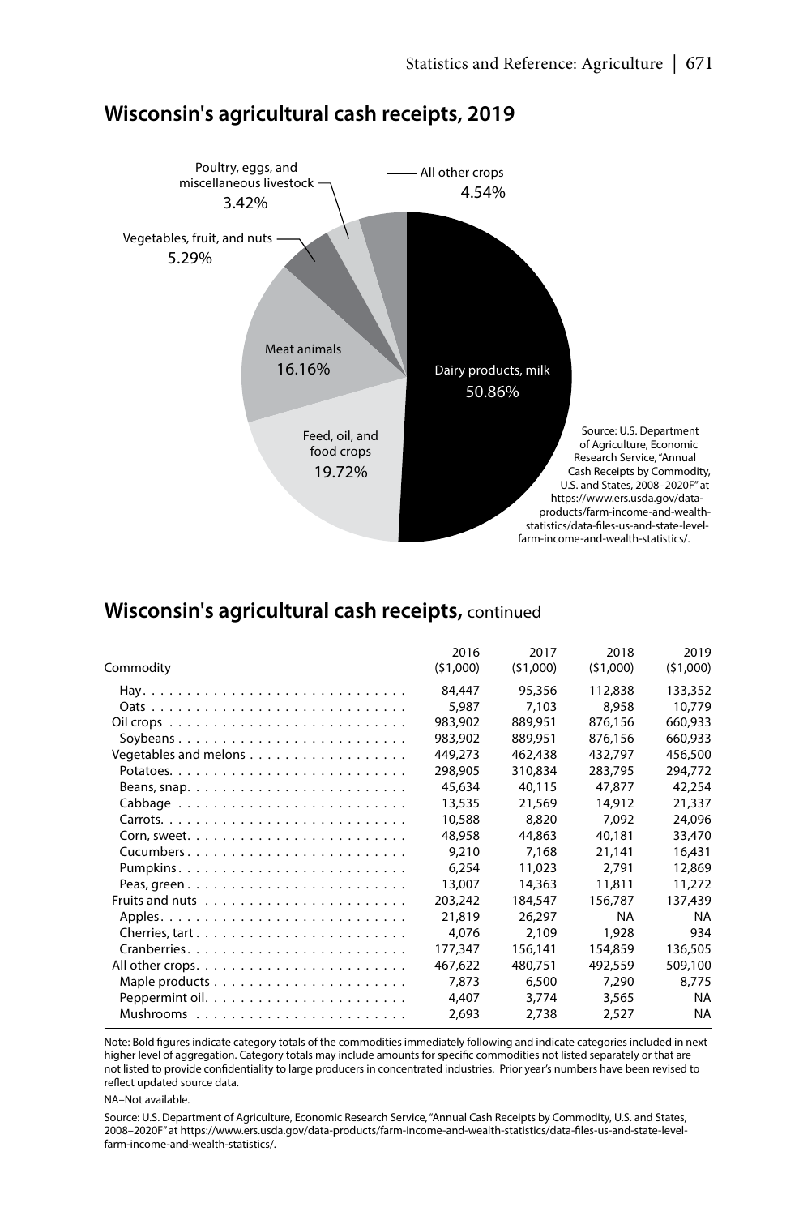## Wisconsin's agricultural cash receipts, 2019

Poultry, eggs, and miscellaneous livestock 3.42%

All other crops 4.54%

Vegetables, fruit, and nuts 5.29%

Meat animals 16.16%

Dairy products, milk 50.86%

Feed, oil, and food crops 19.72%

Source: U.S. Department of Agriculture, Economic Research Service, "Annual Cash Receipts by Commodity, U.S. and States, 2008–2020F" at https://www.ers.usda.gov/data-products/farm-income-and-wealth-statistics/data-files-us-and-state-level-farm-income-and-wealth-statistics/.

## Wisconsin's agricultural cash receipts, continued

| Commodity | 2016 ($1,000) | 2017 ($1,000) | 2018 ($1,000) | 2019 ($1,000) |
|---|---|---|---|---|
| Hay | 84,447 | 95,356 | 112,838 | 133,352 |
| Oats | 5,987 | 7,103 | 8,958 | 10,779 |
| Oil crops | 983,902 | 889,951 | 876,156 | 660,933 |
| Soybeans | 983,902 | 889,951 | 876,156 | 660,933 |
| Vegetables and melons | 449,273 | 462,438 | 432,797 | 456,500 |
| Potatoes | 298,905 | 310,834 | 283,795 | 294,772 |
| Beans, snap | 45,634 | 40,115 | 47,877 | 42,254 |
| Cabbage | 13,535 | 21,569 | 14,912 | 21,337 |
| Carrots | 10,588 | 8,820 | 7,092 | 24,096 |
| Corn, sweet | 48,958 | 44,863 | 40,181 | 33,470 |
| Cucumbers | 9,210 | 7,168 | 21,141 | 16,431 |
| Pumpkins | 6,254 | 11,023 | 2,791 | 12,869 |
| Peas, green | 13,007 | 14,363 | 11,811 | 11,272 |
| Fruits and nuts | 203,242 | 184,547 | 156,787 | 137,439 |
| Apples | 21,819 | 26,297 | NA | NA |
| Cherries, tart | 4,076 | 2,109 | 1,928 | 934 |
| Cranberries | 177,347 | 156,141 | 154,859 | 136,505 |
| All other crops | 467,622 | 480,751 | 492,559 | 509,100 |
| Maple products | 7,873 | 6,500 | 7,290 | 8,775 |
| Peppermint oil | 4,407 | 3,774 | 3,565 | NA |
| Mushrooms | 2,693 | 2,738 | 2,527 | NA |

Note: Bold figures indicate category totals of the commodities immediately following and indicate categories included in next higher level of aggregation. Category totals may include amounts for specific commodities not listed separately or that are not listed to provide confidentiality to large producers in concentrated industries. Prior year's numbers have been revised to reflect updated source data.

NA–Not available.

Source: U.S. Department of Agriculture, Economic Research Service, "Annual Cash Receipts by Commodity, U.S. and States, 2008–2020F" at https://www.ers.usda.gov/data-products/farm-income-and-wealth-statistics/data-files-us-and-state-level-farm-income-and-wealth-statistics/.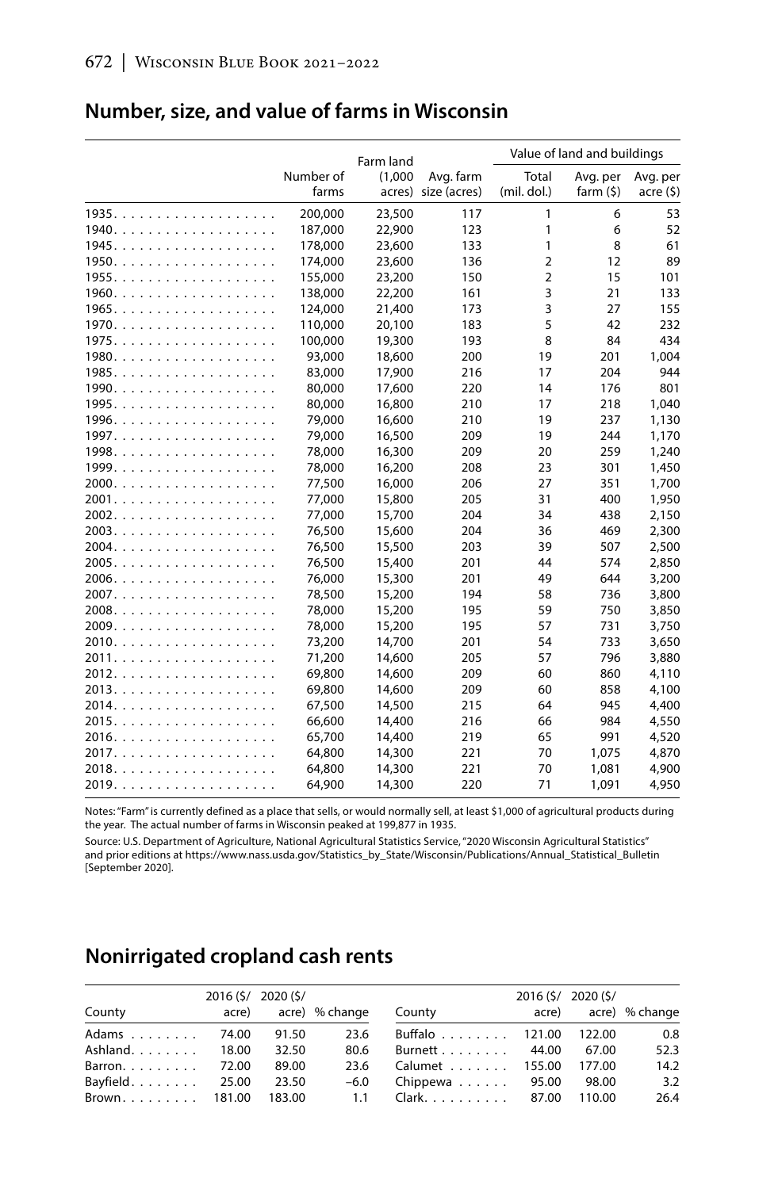## Number, size, and value of farms in Wisconsin

| | Number of farms | Farm land (1,000 acres) | Avg. farm size (acres) | Value of land and buildings | | |
|---|---|---|---|---|---|---|
| | | | | Total (mil. dol.) | Avg. per farm ($) | Avg. per acre ($) |
| 1935 | 200,000 | 23,500 | 117 | 1 | 6 | 53 |
| 1940 | 187,000 | 22,900 | 123 | 1 | 6 | 52 |
| 1945 | 178,000 | 23,600 | 133 | 1 | 8 | 61 |
| 1950 | 174,000 | 23,600 | 136 | 2 | 12 | 89 |
| 1955 | 155,000 | 23,200 | 150 | 2 | 15 | 101 |
| 1960 | 138,000 | 22,200 | 161 | 3 | 21 | 133 |
| 1965 | 124,000 | 21,400 | 173 | 3 | 27 | 155 |
| 1970 | 110,000 | 20,100 | 183 | 5 | 42 | 232 |
| 1975 | 100,000 | 19,300 | 193 | 8 | 84 | 434 |
| 1980 | 93,000 | 18,600 | 200 | 19 | 201 | 1,004 |
| 1985 | 83,000 | 17,900 | 216 | 17 | 204 | 944 |
| 1990 | 80,000 | 17,600 | 220 | 14 | 176 | 801 |
| 1995 | 80,000 | 16,800 | 210 | 17 | 218 | 1,040 |
| 1996 | 79,000 | 16,600 | 210 | 19 | 237 | 1,130 |
| 1997 | 79,000 | 16,500 | 209 | 19 | 244 | 1,170 |
| 1998 | 78,000 | 16,300 | 209 | 20 | 259 | 1,240 |
| 1999 | 78,000 | 16,200 | 208 | 23 | 301 | 1,450 |
| 2000 | 77,500 | 16,000 | 206 | 27 | 351 | 1,700 |
| 2001 | 77,000 | 15,800 | 205 | 31 | 400 | 1,950 |
| 2002 | 77,000 | 15,700 | 204 | 34 | 438 | 2,150 |
| 2003 | 76,500 | 15,600 | 204 | 36 | 469 | 2,300 |
| 2004 | 76,500 | 15,500 | 203 | 39 | 507 | 2,500 |
| 2005 | 76,500 | 15,400 | 201 | 44 | 574 | 2,850 |
| 2006 | 76,000 | 15,300 | 201 | 49 | 644 | 3,200 |
| 2007 | 78,500 | 15,200 | 194 | 58 | 736 | 3,800 |
| 2008 | 78,000 | 15,200 | 195 | 59 | 750 | 3,850 |
| 2009 | 78,000 | 15,200 | 195 | 57 | 731 | 3,750 |
| 2010 | 73,200 | 14,700 | 201 | 54 | 733 | 3,650 |
| 2011 | 71,200 | 14,600 | 205 | 57 | 796 | 3,880 |
| 2012 | 69,800 | 14,600 | 209 | 60 | 860 | 4,110 |
| 2013 | 69,800 | 14,600 | 209 | 60 | 858 | 4,100 |
| 2014 | 67,500 | 14,500 | 215 | 64 | 945 | 4,400 |
| 2015 | 66,600 | 14,400 | 216 | 66 | 984 | 4,550 |
| 2016 | 65,700 | 14,400 | 219 | 65 | 991 | 4,520 |
| 2017 | 64,800 | 14,300 | 221 | 70 | 1,075 | 4,870 |
| 2018 | 64,800 | 14,300 | 221 | 70 | 1,081 | 4,900 |
| 2019 | 64,900 | 14,300 | 220 | 71 | 1,091 | 4,950 |

Notes: "Farm" is currently defined as a place that sells, or would normally sell, at least $1,000 of agricultural products during the year. The actual number of farms in Wisconsin peaked at 199,877 in 1935.

Source: U.S. Department of Agriculture, National Agricultural Statistics Service, "2020 Wisconsin Agricultural Statistics" and prior editions at https://www.nass.usda.gov/Statistics_by_State/Wisconsin/Publications/Annual_Statistical_Bulletin [September 2020].

## Nonirrigated cropland cash rents

| County | 2016 ($/acre) | 2020 ($/acre) | % change |
|---|---|---|---|
| Adams | 74.00 | 91.50 | 23.6 |
| Ashland | 18.00 | 32.50 | 80.6 |
| Barron | 72.00 | 89.00 | 23.6 |
| Bayfield | 25.00 | 23.50 | –6.0 |
| Brown | 181.00 | 183.00 | 1.1 |
| Buffalo | 121.00 | 122.00 | 0.8 |
| Burnett | 44.00 | 67.00 | 52.3 |
| Calumet | 155.00 | 177.00 | 14.2 |
| Chippewa | 95.00 | 98.00 | 3.2 |
| Clark | 87.00 | 110.00 | 26.4 |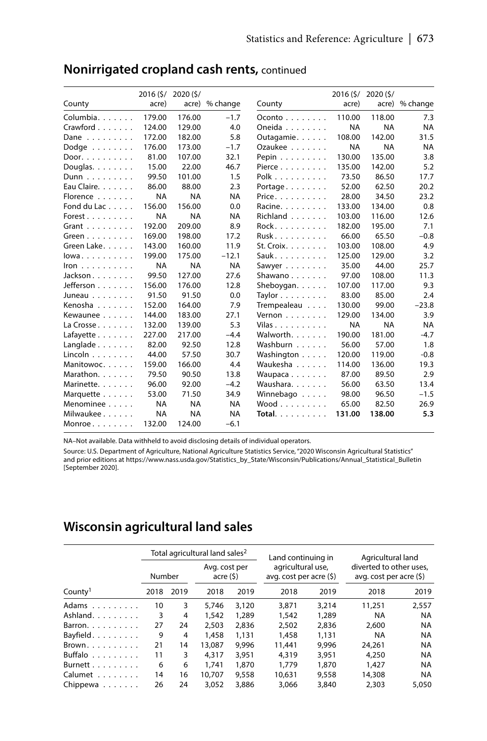## Nonirrigated cropland cash rents, continued

| County | 2016 ($/ acre) | 2020 ($/ acre) | % change | County | 2016 ($/ acre) | 2020 ($/ acre) | % change |
|---|---|---|---|---|---|---|---|
| Columbia | 179.00 | 176.00 | −1.7 | Oconto | 110.00 | 118.00 | 7.3 |
| Crawford | 124.00 | 129.00 | 4.0 | Oneida | NA | NA | NA |
| Dane | 172.00 | 182.00 | 5.8 | Outagamie | 108.00 | 142.00 | 31.5 |
| Dodge | 176.00 | 173.00 | −1.7 | Ozaukee | NA | NA | NA |
| Door | 81.00 | 107.00 | 32.1 | Pepin | 130.00 | 135.00 | 3.8 |
| Douglas | 15.00 | 22.00 | 46.7 | Pierce | 135.00 | 142.00 | 5.2 |
| Dunn | 99.50 | 101.00 | 1.5 | Polk | 73.50 | 86.50 | 17.7 |
| Eau Claire | 86.00 | 88.00 | 2.3 | Portage | 52.00 | 62.50 | 20.2 |
| Florence | NA | NA | NA | Price | 28.00 | 34.50 | 23.2 |
| Fond du Lac | 156.00 | 156.00 | 0.0 | Racine | 133.00 | 134.00 | 0.8 |
| Forest | NA | NA | NA | Richland | 103.00 | 116.00 | 12.6 |
| Grant | 192.00 | 209.00 | 8.9 | Rock | 182.00 | 195.00 | 7.1 |
| Green | 169.00 | 198.00 | 17.2 | Rusk | 66.00 | 65.50 | −0.8 |
| Green Lake | 143.00 | 160.00 | 11.9 | St. Croix | 103.00 | 108.00 | 4.9 |
| Iowa | 199.00 | 175.00 | −12.1 | Sauk | 125.00 | 129.00 | 3.2 |
| Iron | NA | NA | NA | Sawyer | 35.00 | 44.00 | 25.7 |
| Jackson | 99.50 | 127.00 | 27.6 | Shawano | 97.00 | 108.00 | 11.3 |
| Jefferson | 156.00 | 176.00 | 12.8 | Sheboygan | 107.00 | 117.00 | 9.3 |
| Juneau | 91.50 | 91.50 | 0.0 | Taylor | 83.00 | 85.00 | 2.4 |
| Kenosha | 152.00 | 164.00 | 7.9 | Trempealeau | 130.00 | 99.00 | −23.8 |
| Kewaunee | 144.00 | 183.00 | 27.1 | Vernon | 129.00 | 134.00 | 3.9 |
| La Crosse | 132.00 | 139.00 | 5.3 | Vilas | NA | NA | NA |
| Lafayette | 227.00 | 217.00 | −4.4 | Walworth | 190.00 | 181.00 | -4.7 |
| Langlade | 82.00 | 92.50 | 12.8 | Washburn | 56.00 | 57.00 | 1.8 |
| Lincoln | 44.00 | 57.50 | 30.7 | Washington | 120.00 | 119.00 | -0.8 |
| Manitowoc | 159.00 | 166.00 | 4.4 | Waukesha | 114.00 | 136.00 | 19.3 |
| Marathon | 79.50 | 90.50 | 13.8 | Waupaca | 87.00 | 89.50 | 2.9 |
| Marinette | 96.00 | 92.00 | −4.2 | Waushara | 56.00 | 63.50 | 13.4 |
| Marquette | 53.00 | 71.50 | 34.9 | Winnebago | 98.00 | 96.50 | −1.5 |
| Menominee | NA | NA | NA | Wood | 65.00 | 82.50 | 26.9 |
| Milwaukee | NA | NA | NA | **Total** | **131.00** | **138.00** | **5.3** |
| Monroe | 132.00 | 124.00 | −6.1 | | | | |

NA–Not available. Data withheld to avoid disclosing details of individual operators.

Source: U.S. Department of Agriculture, National Agriculture Statistics Service, "2020 Wisconsin Agricultural Statistics" and prior editions at https://www.nass.usda.gov/Statistics_by_State/Wisconsin/Publications/Annual_Statistical_Bulletin [September 2020].

## Wisconsin agricultural land sales

| County[1] | Total agricultural land sales[2] | | | | Land continuing in agricultural use, avg. cost per acre ($) | | Agricultural land diverted to other uses, avg. cost per acre ($) | |
|---|---|---|---|---|---|---|---|---|
| | Number | | Avg. cost per acre ($) | | | | | |
| | 2018 | 2019 | 2018 | 2019 | 2018 | 2019 | 2018 | 2019 |
| Adams | 10 | 3 | 5,746 | 3,120 | 3,871 | 3,214 | 11,251 | 2,557 |
| Ashland | 3 | 4 | 1,542 | 1,289 | 1,542 | 1,289 | NA | NA |
| Barron | 27 | 24 | 2,503 | 2,836 | 2,502 | 2,836 | 2,600 | NA |
| Bayfield | 9 | 4 | 1,458 | 1,131 | 1,458 | 1,131 | NA | NA |
| Brown | 21 | 14 | 13,087 | 9,996 | 11,441 | 9,996 | 24,261 | NA |
| Buffalo | 11 | 3 | 4,317 | 3,951 | 4,319 | 3,951 | 4,250 | NA |
| Burnett | 6 | 6 | 1,741 | 1,870 | 1,779 | 1,870 | 1,427 | NA |
| Calumet | 14 | 16 | 10,707 | 9,558 | 10,631 | 9,558 | 14,308 | NA |
| Chippewa | 26 | 24 | 3,052 | 3,886 | 3,066 | 3,840 | 2,303 | 5,050 |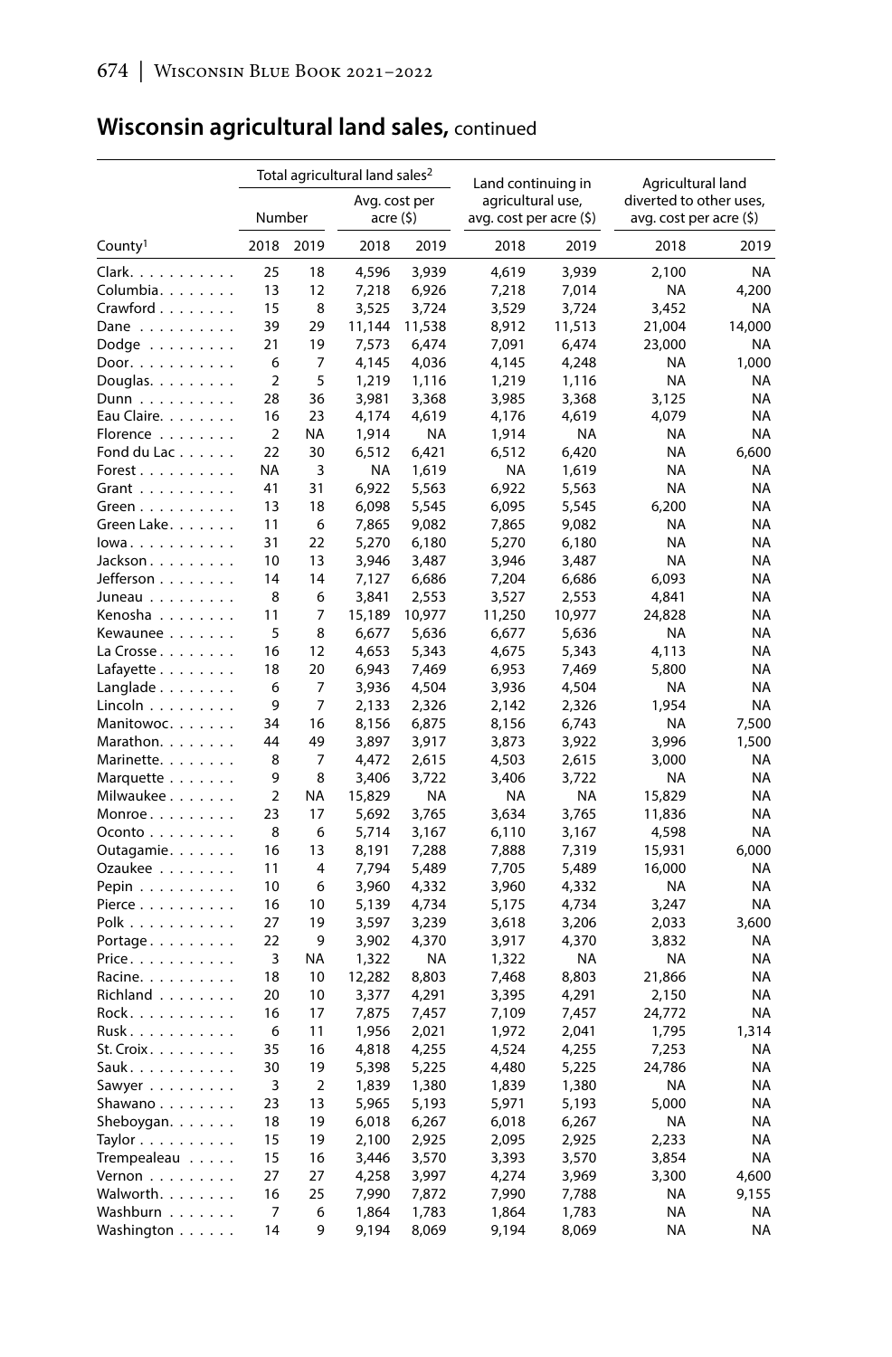## **Wisconsin agricultural land sales,** continued

| County[1] | Total agricultural land sales[2] | | | | Land continuing in agricultural use, avg. cost per acre ($) | | Agricultural land diverted to other uses, avg. cost per acre ($) | |
|---|---|---|---|---|---|---|---|---|
| | Number | | Avg. cost per acre ($) | | | | | |
| | 2018 | 2019 | 2018 | 2019 | 2018 | 2019 | 2018 | 2019 |
| Clark | 25 | 18 | 4,596 | 3,939 | 4,619 | 3,939 | 2,100 | NA |
| Columbia | 13 | 12 | 7,218 | 6,926 | 7,218 | 7,014 | NA | 4,200 |
| Crawford | 15 | 8 | 3,525 | 3,724 | 3,529 | 3,724 | 3,452 | NA |
| Dane | 39 | 29 | 11,144 | 11,538 | 8,912 | 11,513 | 21,004 | 14,000 |
| Dodge | 21 | 19 | 7,573 | 6,474 | 7,091 | 6,474 | 23,000 | NA |
| Door | 6 | 7 | 4,145 | 4,036 | 4,145 | 4,248 | NA | 1,000 |
| Douglas | 2 | 5 | 1,219 | 1,116 | 1,219 | 1,116 | NA | NA |
| Dunn | 28 | 36 | 3,981 | 3,368 | 3,985 | 3,368 | 3,125 | NA |
| Eau Claire | 16 | 23 | 4,174 | 4,619 | 4,176 | 4,619 | 4,079 | NA |
| Florence | 2 | NA | 1,914 | NA | 1,914 | NA | NA | NA |
| Fond du Lac | 22 | 30 | 6,512 | 6,421 | 6,512 | 6,420 | NA | 6,600 |
| Forest | NA | 3 | NA | 1,619 | NA | 1,619 | NA | NA |
| Grant | 41 | 31 | 6,922 | 5,563 | 6,922 | 5,563 | NA | NA |
| Green | 13 | 18 | 6,098 | 5,545 | 6,095 | 5,545 | 6,200 | NA |
| Green Lake | 11 | 6 | 7,865 | 9,082 | 7,865 | 9,082 | NA | NA |
| Iowa | 31 | 22 | 5,270 | 6,180 | 5,270 | 6,180 | NA | NA |
| Jackson | 10 | 13 | 3,946 | 3,487 | 3,946 | 3,487 | NA | NA |
| Jefferson | 14 | 14 | 7,127 | 6,686 | 7,204 | 6,686 | 6,093 | NA |
| Juneau | 8 | 6 | 3,841 | 2,553 | 3,527 | 2,553 | 4,841 | NA |
| Kenosha | 11 | 7 | 15,189 | 10,977 | 11,250 | 10,977 | 24,828 | NA |
| Kewaunee | 5 | 8 | 6,677 | 5,636 | 6,677 | 5,636 | NA | NA |
| La Crosse | 16 | 12 | 4,653 | 5,343 | 4,675 | 5,343 | 4,113 | NA |
| Lafayette | 18 | 20 | 6,943 | 7,469 | 6,953 | 7,469 | 5,800 | NA |
| Langlade | 6 | 7 | 3,936 | 4,504 | 3,936 | 4,504 | NA | NA |
| Lincoln | 9 | 7 | 2,133 | 2,326 | 2,142 | 2,326 | 1,954 | NA |
| Manitowoc | 34 | 16 | 8,156 | 6,875 | 8,156 | 6,743 | NA | 7,500 |
| Marathon | 44 | 49 | 3,897 | 3,917 | 3,873 | 3,922 | 3,996 | 1,500 |
| Marinette | 8 | 7 | 4,472 | 2,615 | 4,503 | 2,615 | 3,000 | NA |
| Marquette | 9 | 8 | 3,406 | 3,722 | 3,406 | 3,722 | NA | NA |
| Milwaukee | 2 | NA | 15,829 | NA | NA | NA | 15,829 | NA |
| Monroe | 23 | 17 | 5,692 | 3,765 | 3,634 | 3,765 | 11,836 | NA |
| Oconto | 8 | 6 | 5,714 | 3,167 | 6,110 | 3,167 | 4,598 | NA |
| Outagamie | 16 | 13 | 8,191 | 7,288 | 7,888 | 7,319 | 15,931 | 6,000 |
| Ozaukee | 11 | 4 | 7,794 | 5,489 | 7,705 | 5,489 | 16,000 | NA |
| Pepin | 10 | 6 | 3,960 | 4,332 | 3,960 | 4,332 | NA | NA |
| Pierce | 16 | 10 | 5,139 | 4,734 | 5,175 | 4,734 | 3,247 | NA |
| Polk | 27 | 19 | 3,597 | 3,239 | 3,618 | 3,206 | 2,033 | 3,600 |
| Portage | 22 | 9 | 3,902 | 4,370 | 3,917 | 4,370 | 3,832 | NA |
| Price | 3 | NA | 1,322 | NA | 1,322 | NA | NA | NA |
| Racine | 18 | 10 | 12,282 | 8,803 | 7,468 | 8,803 | 21,866 | NA |
| Richland | 20 | 10 | 3,377 | 4,291 | 3,395 | 4,291 | 2,150 | NA |
| Rock | 16 | 17 | 7,875 | 7,457 | 7,109 | 7,457 | 24,772 | NA |
| Rusk | 6 | 11 | 1,956 | 2,021 | 1,972 | 2,041 | 1,795 | 1,314 |
| St. Croix | 35 | 16 | 4,818 | 4,255 | 4,524 | 4,255 | 7,253 | NA |
| Sauk | 30 | 19 | 5,398 | 5,225 | 4,480 | 5,225 | 24,786 | NA |
| Sawyer | 3 | 2 | 1,839 | 1,380 | 1,839 | 1,380 | NA | NA |
| Shawano | 23 | 13 | 5,965 | 5,193 | 5,971 | 5,193 | 5,000 | NA |
| Sheboygan | 18 | 19 | 6,018 | 6,267 | 6,018 | 6,267 | NA | NA |
| Taylor | 15 | 19 | 2,100 | 2,925 | 2,095 | 2,925 | 2,233 | NA |
| Trempealeau | 15 | 16 | 3,446 | 3,570 | 3,393 | 3,570 | 3,854 | NA |
| Vernon | 27 | 27 | 4,258 | 3,997 | 4,274 | 3,969 | 3,300 | 4,600 |
| Walworth | 16 | 25 | 7,990 | 7,872 | 7,990 | 7,788 | NA | 9,155 |
| Washburn | 7 | 6 | 1,864 | 1,783 | 1,864 | 1,783 | NA | NA |
| Washington | 14 | 9 | 9,194 | 8,069 | 9,194 | 8,069 | NA | NA |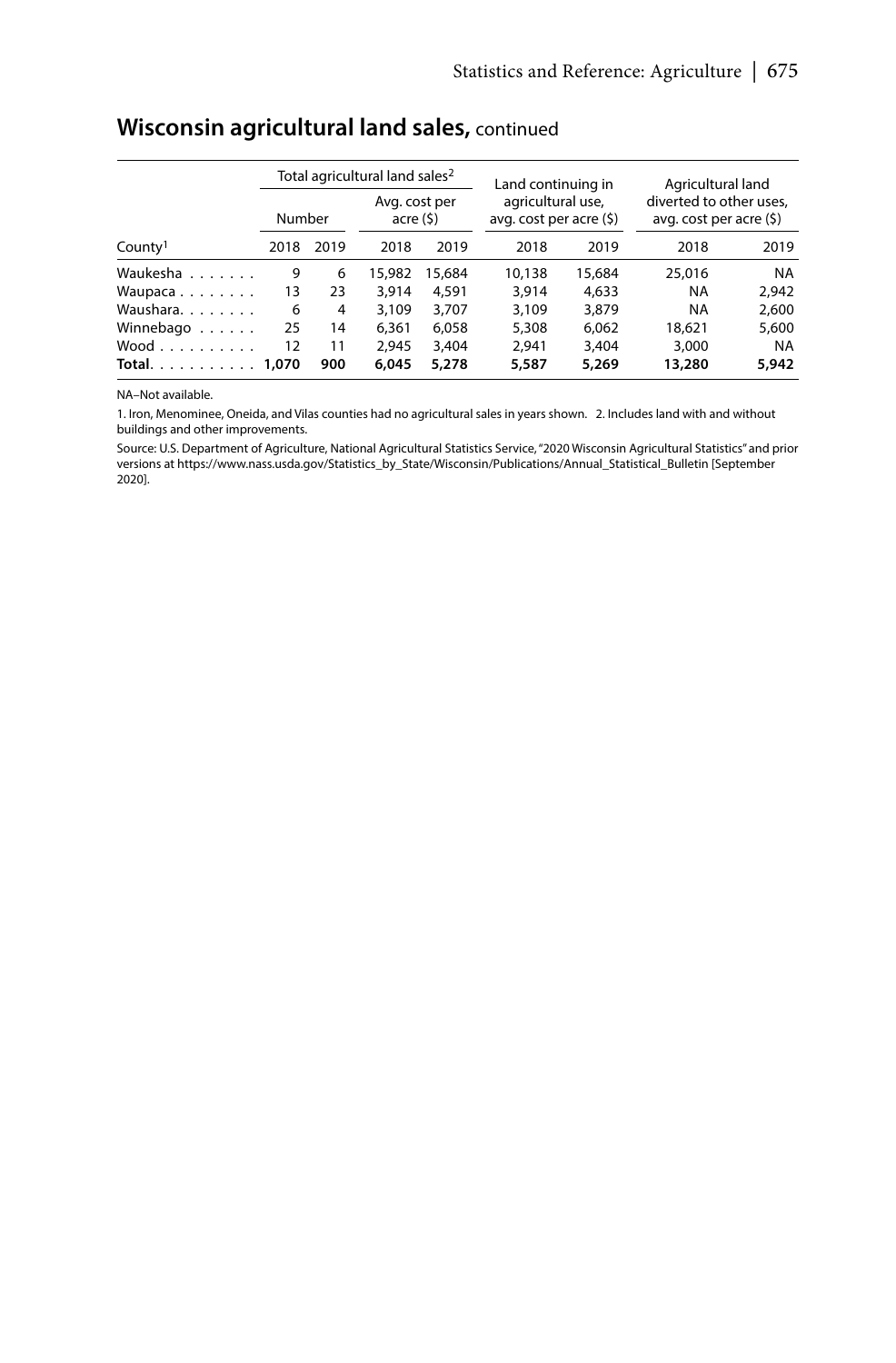## Wisconsin agricultural land sales, continued

| County[1] | Total agricultural land sales[2] | | | | Land continuing in agricultural use, avg. cost per acre ($) | | Agricultural land diverted to other uses, avg. cost per acre ($) | |
|---|---|---|---|---|---|---|---|---|
| | Number | | Avg. cost per acre ($) | | | | | |
| | 2018 | 2019 | 2018 | 2019 | 2018 | 2019 | 2018 | 2019 |
| Waukesha | 9 | 6 | 15,982 | 15,684 | 10,138 | 15,684 | 25,016 | NA |
| Waupaca | 13 | 23 | 3,914 | 4,591 | 3,914 | 4,633 | NA | 2,942 |
| Waushara | 6 | 4 | 3,109 | 3,707 | 3,109 | 3,879 | NA | 2,600 |
| Winnebago | 25 | 14 | 6,361 | 6,058 | 5,308 | 6,062 | 18,621 | 5,600 |
| Wood | 12 | 11 | 2,945 | 3,404 | 2,941 | 3,404 | 3,000 | NA |
| **Total** | **1,070** | **900** | **6,045** | **5,278** | **5,587** | **5,269** | **13,280** | **5,942** |

NA–Not available.

1. Iron, Menominee, Oneida, and Vilas counties had no agricultural sales in years shown. 2. Includes land with and without buildings and other improvements.

Source: U.S. Department of Agriculture, National Agricultural Statistics Service, "2020 Wisconsin Agricultural Statistics" and prior versions at https://www.nass.usda.gov/Statistics_by_State/Wisconsin/Publications/Annual_Statistical_Bulletin [September 2020].